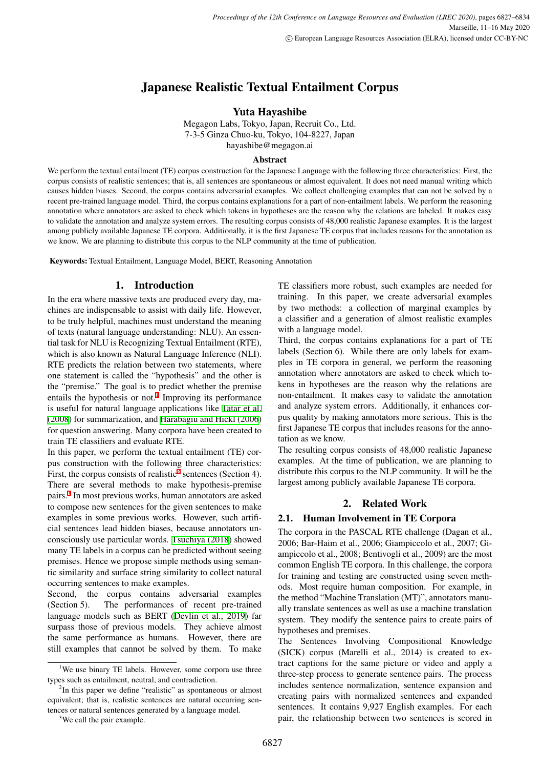# Japanese Realistic Textual Entailment Corpus

**Yuta Hayashibe**

Megagon Labs, Tokyo, Japan, Recruit Co., Ltd.
7-3-5 Ginza Chuo-ku, Tokyo, 104-8227, Japan
hayashibe@megagon.ai

**Abstract**

We perform the textual entailment (TE) corpus construction for the Japanese Language with the following three characteristics: First, the corpus consists of realistic sentences; that is, all sentences are spontaneous or almost equivalent. It does not need manual writing which causes hidden biases. Second, the corpus contains adversarial examples. We collect challenging examples that can not be solved by a recent pre-trained language model. Third, the corpus contains explanations for a part of non-entailment labels. We perform the reasoning annotation where annotators are asked to check which tokens in hypotheses are the reason why the relations are labeled. It makes easy to validate the annotation and analyze system errors. The resulting corpus consists of 48,000 realistic Japanese examples. It is the largest among publicly available Japanese TE corpora. Additionally, it is the first Japanese TE corpus that includes reasons for the annotation as we know. We are planning to distribute this corpus to the NLP community at the time of publication.

**Keywords:** Textual Entailment, Language Model, BERT, Reasoning Annotation

## 1. Introduction

In the era where massive texts are produced every day, machines are indispensable to assist with daily life. However, to be truly helpful, machines must understand the meaning of texts (natural language understanding: NLU). An essential task for NLU is Recognizing Textual Entailment (RTE), which is also known as Natural Language Inference (NLI). RTE predicts the relation between two statements, where one statement is called the "hypothesis" and the other is the "premise." The goal is to predict whether the premise entails the hypothesis or not.[1] Improving its performance is useful for natural language applications like Tatar et al. (2008) for summarization, and Harabagiu and Hickl (2006) for question answering. Many corpora have been created to train TE classifiers and evaluate RTE.

In this paper, we perform the textual entailment (TE) corpus construction with the following three characteristics: First, the corpus consists of realistic[2] sentences (Section 4). There are several methods to make hypothesis-premise pairs.[3] In most previous works, human annotators are asked to compose new sentences for the given sentences to make examples in some previous works. However, such artificial sentences lead hidden biases, because annotators unconsciously use particular words. Tsuchiya (2018) showed many TE labels in a corpus can be predicted without seeing premises. Hence we propose simple methods using semantic similarity and surface string similarity to collect natural occurring sentences to make examples.

Second, the corpus contains adversarial examples (Section 5). The performances of recent pre-trained language models such as BERT (Devlin et al., 2019) far surpass those of previous models. They achieve almost the same performance as humans. However, there are still examples that cannot be solved by them. To make TE classifiers more robust, such examples are needed for training. In this paper, we create adversarial examples by two methods: a collection of marginal examples by a classifier and a generation of almost realistic examples with a language model.

Third, the corpus contains explanations for a part of TE labels (Section 6). While there are only labels for examples in TE corpora in general, we perform the reasoning annotation where annotators are asked to check which tokens in hypotheses are the reason why the relations are non-entailment. It makes easy to validate the annotation and analyze system errors. Additionally, it enhances corpus quality by making annotators more serious. This is the first Japanese TE corpus that includes reasons for the annotation as we know.

The resulting corpus consists of 48,000 realistic Japanese examples. At the time of publication, we are planning to distribute this corpus to the NLP community. It will be the largest among publicly available Japanese TE corpora.

## 2. Related Work

### 2.1. Human Involvement in TE Corpora

The corpora in the PASCAL RTE challenge (Dagan et al., 2006; Bar-Haim et al., 2006; Giampiccolo et al., 2007; Giampiccolo et al., 2008; Bentivogli et al., 2009) are the most common English TE corpora. In this challenge, the corpora for training and testing are constructed using seven methods. Most require human composition. For example, in the method "Machine Translation (MT)", annotators manually translate sentences as well as use a machine translation system. They modify the sentence pairs to create pairs of hypotheses and premises.

The Sentences Involving Compositional Knowledge (SICK) corpus (Marelli et al., 2014) is created to extract captions for the same picture or video and apply a three-step process to generate sentence pairs. The process includes sentence normalization, sentence expansion and creating pairs with normalized sentences and expanded sentences. It contains 9,927 English examples. For each pair, the relationship between two sentences is scored in

[1] We use binary TE labels. However, some corpora use three types such as entailment, neutral, and contradiction.

[2] In this paper we define "realistic" as spontaneous or almost equivalent; that is, realistic sentences are natural occurring sentences or natural sentences generated by a language model.

[3] We call the pair example.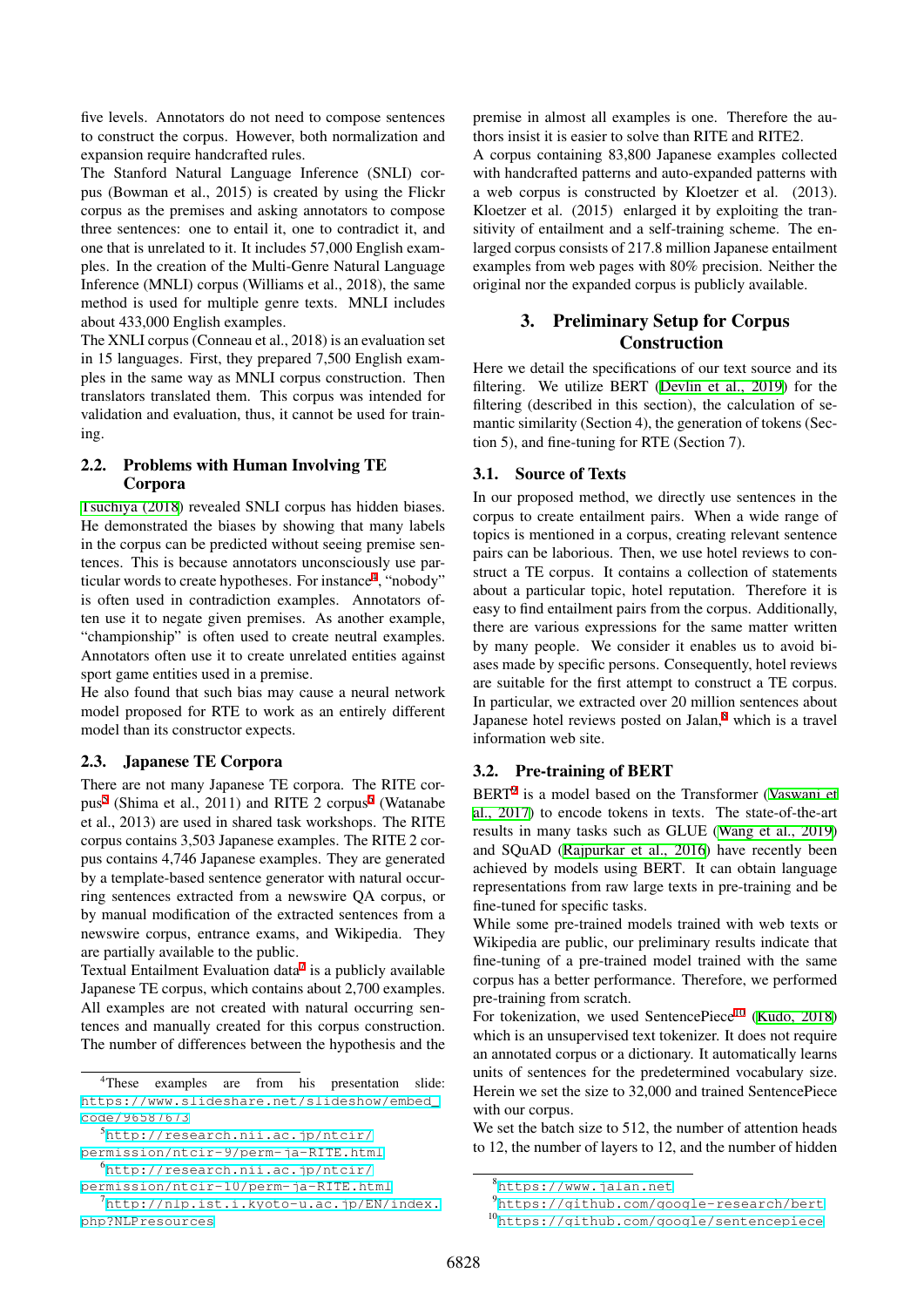five levels. Annotators do not need to compose sentences to construct the corpus. However, both normalization and expansion require handcrafted rules.

The Stanford Natural Language Inference (SNLI) corpus (Bowman et al., 2015) is created by using the Flickr corpus as the premises and asking annotators to compose three sentences: one to entail it, one to contradict it, and one that is unrelated to it. It includes 57,000 English examples. In the creation of the Multi-Genre Natural Language Inference (MNLI) corpus (Williams et al., 2018), the same method is used for multiple genre texts. MNLI includes about 433,000 English examples.

The XNLI corpus (Conneau et al., 2018) is an evaluation set in 15 languages. First, they prepared 7,500 English examples in the same way as MNLI corpus construction. Then translators translated them. This corpus was intended for validation and evaluation, thus, it cannot be used for training.

### 2.2. Problems with Human Involving TE Corpora

Tsuchiya (2018) revealed SNLI corpus has hidden biases. He demonstrated the biases by showing that many labels in the corpus can be predicted without seeing premise sentences. This is because annotators unconsciously use particular words to create hypotheses. For instance[4], "nobody" is often used in contradiction examples. Annotators often use it to negate given premises. As another example, "championship" is often used to create neutral examples. Annotators often use it to create unrelated entities against sport game entities used in a premise.

He also found that such bias may cause a neural network model proposed for RTE to work as an entirely different model than its constructor expects.

### 2.3. Japanese TE Corpora

There are not many Japanese TE corpora. The RITE corpus[5] (Shima et al., 2011) and RITE 2 corpus[6] (Watanabe et al., 2013) are used in shared task workshops. The RITE corpus contains 3,503 Japanese examples. The RITE 2 corpus contains 4,746 Japanese examples. They are generated by a template-based sentence generator with natural occurring sentences extracted from a newswire QA corpus, or by manual modification of the extracted sentences from a newswire corpus, entrance exams, and Wikipedia. They are partially available to the public.

Textual Entailment Evaluation data[7] is a publicly available Japanese TE corpus, which contains about 2,700 examples. All examples are not created with natural occurring sentences and manually created for this corpus construction. The number of differences between the hypothesis and the premise in almost all examples is one. Therefore the authors insist it is easier to solve than RITE and RITE2.

A corpus containing 83,800 Japanese examples collected with handcrafted patterns and auto-expanded patterns with a web corpus is constructed by Kloetzer et al. (2013). Kloetzer et al. (2015) enlarged it by exploiting the transitivity of entailment and a self-training scheme. The enlarged corpus consists of 217.8 million Japanese entailment examples from web pages with 80% precision. Neither the original nor the expanded corpus is publicly available.

## 3. Preliminary Setup for Corpus Construction

Here we detail the specifications of our text source and its filtering. We utilize BERT (Devlin et al., 2019) for the filtering (described in this section), the calculation of semantic similarity (Section 4), the generation of tokens (Section 5), and fine-tuning for RTE (Section 7).

### 3.1. Source of Texts

In our proposed method, we directly use sentences in the corpus to create entailment pairs. When a wide range of topics is mentioned in a corpus, creating relevant sentence pairs can be laborious. Then, we use hotel reviews to construct a TE corpus. It contains a collection of statements about a particular topic, hotel reputation. Therefore it is easy to find entailment pairs from the corpus. Additionally, there are various expressions for the same matter written by many people. We consider it enables us to avoid biases made by specific persons. Consequently, hotel reviews are suitable for the first attempt to construct a TE corpus. In particular, we extracted over 20 million sentences about Japanese hotel reviews posted on Jalan,[8] which is a travel information web site.

### 3.2. Pre-training of BERT

BERT[9] is a model based on the Transformer (Vaswani et al., 2017) to encode tokens in texts. The state-of-the-art results in many tasks such as GLUE (Wang et al., 2019) and SQuAD (Rajpurkar et al., 2016) have recently been achieved by models using BERT. It can obtain language representations from raw large texts in pre-training and be fine-tuned for specific tasks.

While some pre-trained models trained with web texts or Wikipedia are public, our preliminary results indicate that fine-tuning of a pre-trained model trained with the same corpus has a better performance. Therefore, we performed pre-training from scratch.

For tokenization, we used SentencePiece[10] (Kudo, 2018) which is an unsupervised text tokenizer. It does not require an annotated corpus or a dictionary. It automatically learns units of sentences for the predetermined vocabulary size. Herein we set the size to 32,000 and trained SentencePiece with our corpus.

We set the batch size to 512, the number of attention heads to 12, the number of layers to 12, and the number of hidden

---

[4] These examples are from his presentation slide: https://www.slideshare.net/slideshow/embed_code/96587673

[5] http://research.nii.ac.jp/ntcir/permission/ntcir-9/perm-ja-RITE.html

[6] http://research.nii.ac.jp/ntcir/permission/ntcir-10/perm-ja-RITE.html

[7] http://nlp.ist.i.kyoto-u.ac.jp/EN/index.php?NLPresources

[8] https://www.jalan.net

[9] https://github.com/google-research/bert

[10] https://github.com/google/sentencepiece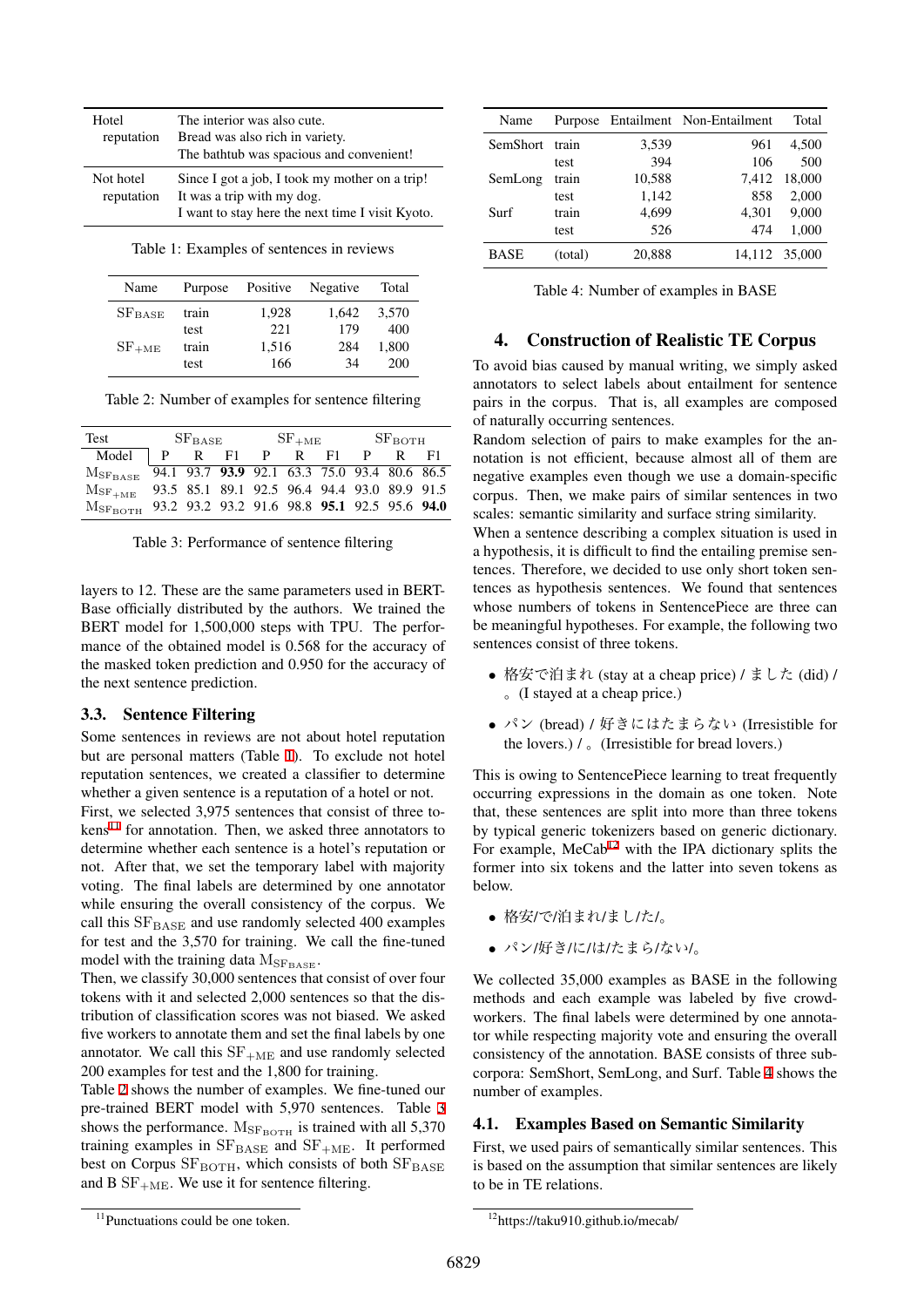| | |
|---|---|
| Hotel reputation | The interior was also cute. Bread was also rich in variety. The bathtub was spacious and convenient! |
| Not hotel reputation | Since I got a job, I took my mother on a trip! It was a trip with my dog. I want to stay here the next time I visit Kyoto. |

Table 1: Examples of sentences in reviews

| Name | Purpose | Positive | Negative | Total |
|---|---|---|---|---|
| $SF_{BASE}$ | train | 1,928 | 1,642 | 3,570 |
| | test | 221 | 179 | 400 |
| $SF_{+ME}$ | train | 1,516 | 284 | 1,800 |
| | test | 166 | 34 | 200 |

Table 2: Number of examples for sentence filtering

| Test | $SF_{BASE}$ | | | $SF_{+ME}$ | | | $SF_{BOTH}$ | | |
|---|---|---|---|---|---|---|---|---|---|
| Model | P | R | F1 | P | R | F1 | P | R | F1 |
| $M_{SF_{BASE}}$ | 94.1 | 93.7 | **93.9** | 92.1 | 63.3 | 75.0 | 93.4 | 80.6 | 86.5 |
| $M_{SF_{+ME}}$ | 93.5 | 85.1 | 89.1 | 92.5 | 96.4 | 94.4 | 93.0 | 89.9 | 91.5 |
| $M_{SF_{BOTH}}$ | 93.2 | 93.2 | 93.2 | 91.6 | 98.8 | **95.1** | 92.5 | 95.6 | **94.0** |

Table 3: Performance of sentence filtering

layers to 12. These are the same parameters used in BERT-Base officially distributed by the authors. We trained the BERT model for 1,500,000 steps with TPU. The performance of the obtained model is 0.568 for the accuracy of the masked token prediction and 0.950 for the accuracy of the next sentence prediction.

### 3.3. Sentence Filtering

Some sentences in reviews are not about hotel reputation but are personal matters (Table 1). To exclude not hotel reputation sentences, we created a classifier to determine whether a given sentence is a reputation of a hotel or not.
First, we selected 3,975 sentences that consist of three tokens[11] for annotation. Then, we asked three annotators to determine whether each sentence is a hotel's reputation or not. After that, we set the temporary label with majority voting. The final labels are determined by one annotator while ensuring the overall consistency of the corpus. We call this $SF_{BASE}$ and use randomly selected 400 examples for test and the 3,570 for training. We call the fine-tuned model with the training data $M_{SF_{BASE}}$.
Then, we classify 30,000 sentences that consist of over four tokens with it and selected 2,000 sentences so that the distribution of classification scores was not biased. We asked five workers to annotate them and set the final labels by one annotator. We call this $SF_{+ME}$ and use randomly selected 200 examples for test and the 1,800 for training.
Table 2 shows the number of examples. We fine-tuned our pre-trained BERT model with 5,970 sentences. Table 3 shows the performance. $M_{SF_{BOTH}}$ is trained with all 5,370 training examples in $SF_{BASE}$ and $SF_{+ME}$. It performed best on Corpus $SF_{BOTH}$, which consists of both $SF_{BASE}$ and B $SF_{+ME}$. We use it for sentence filtering.

[11] Punctuations could be one token.

| Name | Purpose | Entailment | Non-Entailment | Total |
|---|---|---|---|---|
| SemShort | train | 3,539 | 961 | 4,500 |
| | test | 394 | 106 | 500 |
| SemLong | train | 10,588 | 7,412 | 18,000 |
| | test | 1,142 | 858 | 2,000 |
| Surf | train | 4,699 | 4,301 | 9,000 |
| | test | 526 | 474 | 1,000 |
| BASE | (total) | 20,888 | 14,112 | 35,000 |

Table 4: Number of examples in BASE

## 4. Construction of Realistic TE Corpus

To avoid bias caused by manual writing, we simply asked annotators to select labels about entailment for sentence pairs in the corpus. That is, all examples are composed of naturally occurring sentences.
Random selection of pairs to make examples for the annotation is not efficient, because almost all of them are negative examples even though we use a domain-specific corpus. Then, we make pairs of similar sentences in two scales: semantic similarity and surface string similarity.
When a sentence describing a complex situation is used in a hypothesis, it is difficult to find the entailing premise sentences. Therefore, we decided to use only short token sentences as hypothesis sentences. We found that sentences whose numbers of tokens in SentencePiece are three can be meaningful hypotheses. For example, the following two sentences consist of three tokens.

- 格安で泊まれ (stay at a cheap price) / ました (did) / 。(I stayed at a cheap price.)
- パン (bread) / 好きにはたまらない (Irresistible for the lovers.) / 。(Irresistible for bread lovers.)

This is owing to SentencePiece learning to treat frequently occurring expressions in the domain as one token. Note that, these sentences are split into more than three tokens by typical generic tokenizers based on generic dictionary. For example, MeCab[12] with the IPA dictionary splits the former into six tokens and the latter into seven tokens as below.

- 格安/で/泊まれ/まし/た/。
- パン/好き/に/は/たまら/ない/。

We collected 35,000 examples as BASE in the following methods and each example was labeled by five crowd-workers. The final labels were determined by one annotator while respecting majority vote and ensuring the overall consistency of the annotation. BASE consists of three sub-corpora: SemShort, SemLong, and Surf. Table 4 shows the number of examples.

### 4.1. Examples Based on Semantic Similarity

First, we used pairs of semantically similar sentences. This is based on the assumption that similar sentences are likely to be in TE relations.

[12] https://taku910.github.io/mecab/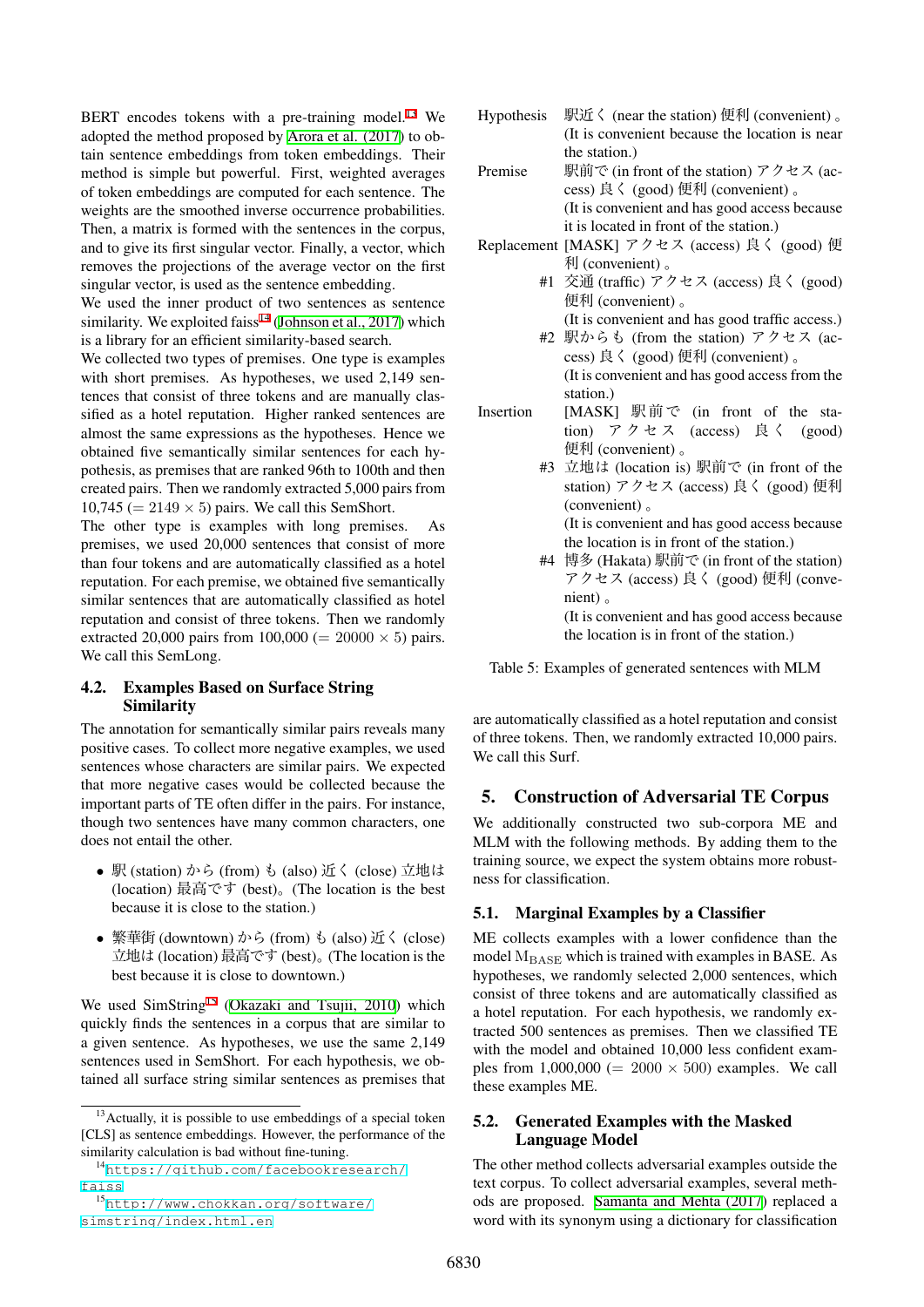BERT encodes tokens with a pre-training model.[13] We adopted the method proposed by Arora et al. (2017) to obtain sentence embeddings from token embeddings. Their method is simple but powerful. First, weighted averages of token embeddings are computed for each sentence. The weights are the smoothed inverse occurrence probabilities. Then, a matrix is formed with the sentences in the corpus, and to give its first singular vector. Finally, a vector, which removes the projections of the average vector on the first singular vector, is used as the sentence embedding.

We used the inner product of two sentences as sentence similarity. We exploited faiss[14] (Johnson et al., 2017) which is a library for an efficient similarity-based search.

We collected two types of premises. One type is examples with short premises. As hypotheses, we used 2,149 sentences that consist of three tokens and are manually classified as a hotel reputation. Higher ranked sentences are almost the same expressions as the hypotheses. Hence we obtained five semantically similar sentences for each hypothesis, as premises that are ranked 96th to 100th and then created pairs. Then we randomly extracted 5,000 pairs from 10,745 ($= 2149 \times 5$) pairs. We call this SemShort.

The other type is examples with long premises. As premises, we used 20,000 sentences that consist of more than four tokens and are automatically classified as a hotel reputation. For each premise, we obtained five semantically similar sentences that are automatically classified as hotel reputation and consist of three tokens. Then we randomly extracted 20,000 pairs from 100,000 ($= 20000 \times 5$) pairs. We call this SemLong.

## 4.2. Examples Based on Surface String Similarity

The annotation for semantically similar pairs reveals many positive cases. To collect more negative examples, we used sentences whose characters are similar pairs. We expected that more negative cases would be collected because the important parts of TE often differ in the pairs. For instance, though two sentences have many common characters, one does not entail the other.

- 駅 (station) から (from) も (also) 近く (close) 立地は (location) 最高です (best)。(The location is the best because it is close to the station.)
- 繁華街 (downtown) から (from) も (also) 近く (close) 立地は (location) 最高です (best)。(The location is the best because it is close to downtown.)

We used SimString[15] (Okazaki and Tsujii, 2010) which quickly finds the sentences in a corpus that are similar to a given sentence. As hypotheses, we use the same 2,149 sentences used in SemShort. For each hypothesis, we obtained all surface string similar sentences as premises that are automatically classified as a hotel reputation and consist of three tokens. Then, we randomly extracted 10,000 pairs. We call this Surf.

| | | |
|---|---|---|
| Hypothesis | | 駅近く (near the station) 便利 (convenient) 。 (It is convenient because the location is near the station.) |
| Premise | | 駅前で (in front of the station) アクセス (access) 良く (good) 便利 (convenient) 。 (It is convenient and has good access because it is located in front of the station.) |
| Replacement | | [MASK] アクセス (access) 良く (good) 便利 (convenient) 。 |
| | #1 | 交通 (traffic) アクセス (access) 良く (good) 便利 (convenient) 。 (It is convenient and has good traffic access.) |
| | #2 | 駅からも (from the station) アクセス (access) 良く (good) 便利 (convenient) 。 (It is convenient and has good access from the station.) |
| Insertion | | [MASK] 駅前で (in front of the station) アクセス (access) 良く (good) 便利 (convenient) 。 |
| | #3 | 立地は (location is) 駅前で (in front of the station) アクセス (access) 良く (good) 便利 (convenient) 。 (It is convenient and has good access because the location is in front of the station.) |
| | #4 | 博多 (Hakata) 駅前で (in front of the station) アクセス (access) 良く (good) 便利 (convenient) 。 (It is convenient and has good access because the location is in front of the station.) |

Table 5: Examples of generated sentences with MLM

## 5. Construction of Adversarial TE Corpus

We additionally constructed two sub-corpora ME and MLM with the following methods. By adding them to the training source, we expect the system obtains more robustness for classification.

## 5.1. Marginal Examples by a Classifier

ME collects examples with a lower confidence than the model $\mathrm{M}_{\mathrm{BASE}}$ which is trained with examples in BASE. As hypotheses, we randomly selected 2,000 sentences, which consist of three tokens and are automatically classified as a hotel reputation. For each hypothesis, we randomly extracted 500 sentences as premises. Then we classified TE with the model and obtained 10,000 less confident examples from 1,000,000 ($= 2000 \times 500$) examples. We call these examples ME.

## 5.2. Generated Examples with the Masked Language Model

The other method collects adversarial examples outside the text corpus. To collect adversarial examples, several methods are proposed. Samanta and Mehta (2017) replaced a word with its synonym using a dictionary for classification

---

[13] Actually, it is possible to use embeddings of a special token [CLS] as sentence embeddings. However, the performance of the similarity calculation is bad without fine-tuning.

[14] https://github.com/facebookresearch/faiss

[15] http://www.chokkan.org/software/simstring/index.html.en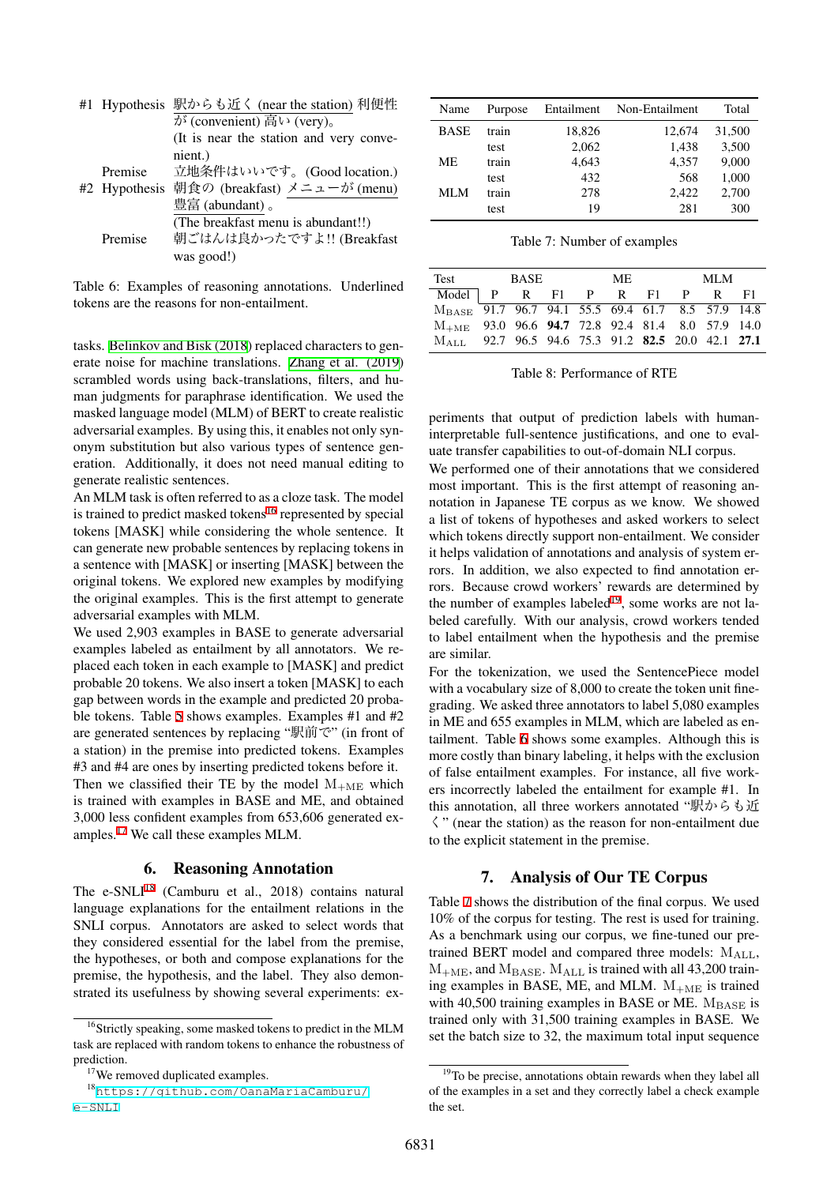| | | |
|---|---|---|
| #1 | Hypothesis | 駅からも近く (near the station) 利便性が (convenient) 高い (very)。(It is near the station and very convenient.) |
| | Premise | 立地条件はいいです。(Good location.) |
| #2 | Hypothesis | 朝食の (breakfast) メニューが (menu) 豊富 (abundant)。(The breakfast menu is abundant!!) |
| | Premise | 朝ごはんは良かったですよ!! (Breakfast was good!) |

Table 6: Examples of reasoning annotations. Underlined tokens are the reasons for non-entailment.

tasks. Belinkov and Bisk (2018) replaced characters to generate noise for machine translations. Zhang et al. (2019) scrambled words using back-translations, filters, and human judgments for paraphrase identification. We used the masked language model (MLM) of BERT to create realistic adversarial examples. By using this, it enables not only synonym substitution but also various types of sentence generation. Additionally, it does not need manual editing to generate realistic sentences.

An MLM task is often referred to as a cloze task. The model is trained to predict masked tokens[16] represented by special tokens [MASK] while considering the whole sentence. It can generate new probable sentences by replacing tokens in a sentence with [MASK] or inserting [MASK] between the original tokens. We explored new examples by modifying the original examples. This is the first attempt to generate adversarial examples with MLM.

We used 2,903 examples in BASE to generate adversarial examples labeled as entailment by all annotators. We replaced each token in each example to [MASK] and predict probable 20 tokens. We also insert a token [MASK] to each gap between words in the example and predicted 20 probable tokens. Table 5 shows examples. Examples #1 and #2 are generated sentences by replacing "駅前で" (in front of a station) in the premise into predicted tokens. Examples #3 and #4 are ones by inserting predicted tokens before it.

Then we classified their TE by the model $M_{+ME}$ which is trained with examples in BASE and ME, and obtained 3,000 less confident examples from 653,606 generated examples.[17] We call these examples MLM.

## 6. Reasoning Annotation

The e-SNLI[18] (Camburu et al., 2018) contains natural language explanations for the entailment relations in the SNLI corpus. Annotators are asked to select words that they considered essential for the label from the premise, the hypotheses, or both and compose explanations for the premise, the hypothesis, and the label. They also demonstrated its usefulness by showing several experiments: experiments that output of prediction labels with human-interpretable full-sentence justifications, and one to evaluate transfer capabilities to out-of-domain NLI corpus.

We performed one of their annotations that we considered most important. This is the first attempt of reasoning annotation in Japanese TE corpus as we know. We showed a list of tokens of hypotheses and asked workers to select which tokens directly support non-entailment. We consider it helps validation of annotations and analysis of system errors. In addition, we also expected to find annotation errors. Because crowd workers' rewards are determined by the number of examples labeled[19], some works are not labeled carefully. With our analysis, crowd workers tended to label entailment when the hypothesis and the premise are similar.

For the tokenization, we used the SentencePiece model with a vocabulary size of 8,000 to create the token unit finegrading. We asked three annotators to label 5,080 examples in ME and 655 examples in MLM, which are labeled as entailment. Table 6 shows some examples. Although this is more costly than binary labeling, it helps with the exclusion of false entailment examples. For instance, all five workers incorrectly labeled the entailment for example #1. In this annotation, all three workers annotated "駅からも近く" (near the station) as the reason for non-entailment due to the explicit statement in the premise.

| Name | Purpose | Entailment | Non-Entailment | Total |
|---|---|---|---|---|
| BASE | train | 18,826 | 12,674 | 31,500 |
| | test | 2,062 | 1,438 | 3,500 |
| ME | train | 4,643 | 4,357 | 9,000 |
| | test | 432 | 568 | 1,000 |
| MLM | train | 278 | 2,422 | 2,700 |
| | test | 19 | 281 | 300 |

Table 7: Number of examples

| Test | BASE | | | ME | | | MLM | | |
|---|---|---|---|---|---|---|---|---|---|
| Model | P | R | F1 | P | R | F1 | P | R | F1 |
| $M_{BASE}$ | 91.7 | 96.7 | 94.1 | 55.5 | 69.4 | 61.7 | 8.5 | 57.9 | 14.8 |
| $M_{+ME}$ | 93.0 | 96.6 | **94.7** | 72.8 | 92.4 | 81.4 | 8.0 | 57.9 | 14.0 |
| $M_{ALL}$ | 92.7 | 96.5 | 94.6 | 75.3 | 91.2 | **82.5** | 20.0 | 42.1 | **27.1** |

Table 8: Performance of RTE

## 7. Analysis of Our TE Corpus

Table 7 shows the distribution of the final corpus. We used 10% of the corpus for testing. The rest is used for training. As a benchmark using our corpus, we fine-tuned our pre-trained BERT model and compared three models: $M_{ALL}$, $M_{+ME}$, and $M_{BASE}$. $M_{ALL}$ is trained with all 43,200 training examples in BASE, ME, and MLM. $M_{+ME}$ is trained with 40,500 training examples in BASE or ME. $M_{BASE}$ is trained only with 31,500 training examples in BASE. We set the batch size to 32, the maximum total input sequence

[16] Strictly speaking, some masked tokens to predict in the MLM task are replaced with random tokens to enhance the robustness of prediction.

[17] We removed duplicated examples.

[18] https://github.com/OanaMariaCamburu/e-SNLI

[19] To be precise, annotations obtain rewards when they label all of the examples in a set and they correctly label a check example the set.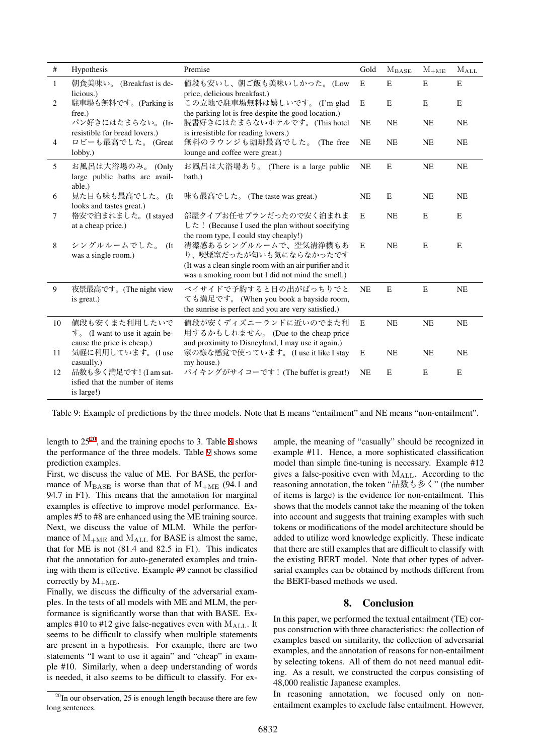| # | Hypothesis | Premise | Gold | $M_{BASE}$ | $M_{+ME}$ | $M_{ALL}$ |
|---|---|---|---|---|---|---|
| 1 | 朝食美味い。(Breakfast is delicious.) | 値段も安いし、朝ご飯も美味いしかった。(Low price, delicious breakfast.) | E | E | E | E |
| 2 | 駐車場も無料です。(Parking is free.) | この立地で駐車場無料は嬉しいです。(I'm glad the parking lot is free despite the good location.) | E | E | E | E |
| 3 | パン好きにはたまらない。(Irresistible for bread lovers.) | 読書好きにはたまらないホテルです。(This hotel is irresistible for reading lovers.) | NE | NE | NE | NE |
| 4 | ロビーも最高でした。(Great lobby.) | 無料のラウンジも珈琲最高でした。(The free lounge and coffee were great.) | NE | NE | NE | NE |
| 5 | お風呂は大浴場のみ。(Only large public baths are available.) | お風呂は大浴場あり。(There is a large public bath.) | NE | E | NE | NE |
| 6 | 見た目も味も最高でした。(It looks and tastes great.) | 味も最高でした。(The taste was great.) | NE | E | NE | NE |
| 7 | 格安で泊まれました。(I stayed at a cheap price.) | 部屋タイプお任せプランだったので安く泊まれました!(Because I used the plan without soecifying the room type, I could stay cheaply!) | E | NE | E | E |
| 8 | シングルルームでした。(It was a single room.) | 清潔感あるシングルルームで、空気清浄機もあり、喫煙室だったが匂いも気にならなかったです (It was a clean single room with an air purifier and it was a smoking room but I did not mind the smell.) | E | NE | E | E |
| 9 | 夜景最高です。(The night view is great.) | ベイサイドで予約すると日の出がばっちりでとても満足です。(When you book a bayside room, the sunrise is perfect and you are very satisfied.) | NE | E | E | NE |
| 10 | 値段も安くまた利用したいです。(I want to use it again because the price is cheap.) | 値段が安くディズニーランドに近いのでまた利用するかもしれません。(Due to the cheap price and proximity to Disneyland, I may use it again.) | E | NE | NE | NE |
| 11 | 気軽に利用しています。(I use casually.) | 家の様な感覚で使っています。(I use it like I stay my house.) | E | NE | NE | NE |
| 12 | 品数も多く満足です!(I am satisfied that the number of items is large!) | バイキングがサイコーです!(The buffet is great!) | NE | E | E | E |

Table 9: Example of predictions by the three models. Note that E means "entailment" and NE means "non-entailment".

length to 25[20], and the training epochs to 3. Table 8 shows the performance of the three models. Table 9 shows some prediction examples.

First, we discuss the value of ME. For BASE, the performance of $M_{BASE}$ is worse than that of $M_{+ME}$ (94.1 and 94.7 in F1). This means that the annotation for marginal examples is effective to improve model performance. Examples #5 to #8 are enhanced using the ME training source. Next, we discuss the value of MLM. While the performance of $M_{+ME}$ and $M_{ALL}$ for BASE is almost the same, that for ME is not (81.4 and 82.5 in F1). This indicates that the annotation for auto-generated examples and training with them is effective. Example #9 cannot be classified correctly by $M_{+ME}$.

Finally, we discuss the difficulty of the adversarial examples. In the tests of all models with ME and MLM, the performance is significantly worse than that with BASE. Examples #10 to #12 give false-negatives even with $M_{ALL}$. It seems to be difficult to classify when multiple statements are present in a hypothesis. For example, there are two statements "I want to use it again" and "cheap" in example #10. Similarly, when a deep understanding of words is needed, it also seems to be difficult to classify. For example, the meaning of "casually" should be recognized in example #11. Hence, a more sophisticated classification model than simple fine-tuning is necessary. Example #12 gives a false-positive even with $M_{ALL}$. According to the reasoning annotation, the token "品数も多く" (the number of items is large) is the evidence for non-entailment. This shows that the models cannot take the meaning of the token into account and suggests that training examples with such tokens or modifications of the model architecture should be added to utilize word knowledge explicitly. These indicate that there are still examples that are difficult to classify with the existing BERT model. Note that other types of adversarial examples can be obtained by methods different from the BERT-based methods we used.

## 8. Conclusion

In this paper, we performed the textual entailment (TE) corpus construction with three characteristics: the collection of examples based on similarity, the collection of adversarial examples, and the annotation of reasons for non-entailment by selecting tokens. All of them do not need manual editing. As a result, we constructed the corpus consisting of 48,000 realistic Japanese examples.

In reasoning annotation, we focused only on non-entailment examples to exclude false entailment. However,

[20] In our observation, 25 is enough length because there are few long sentences.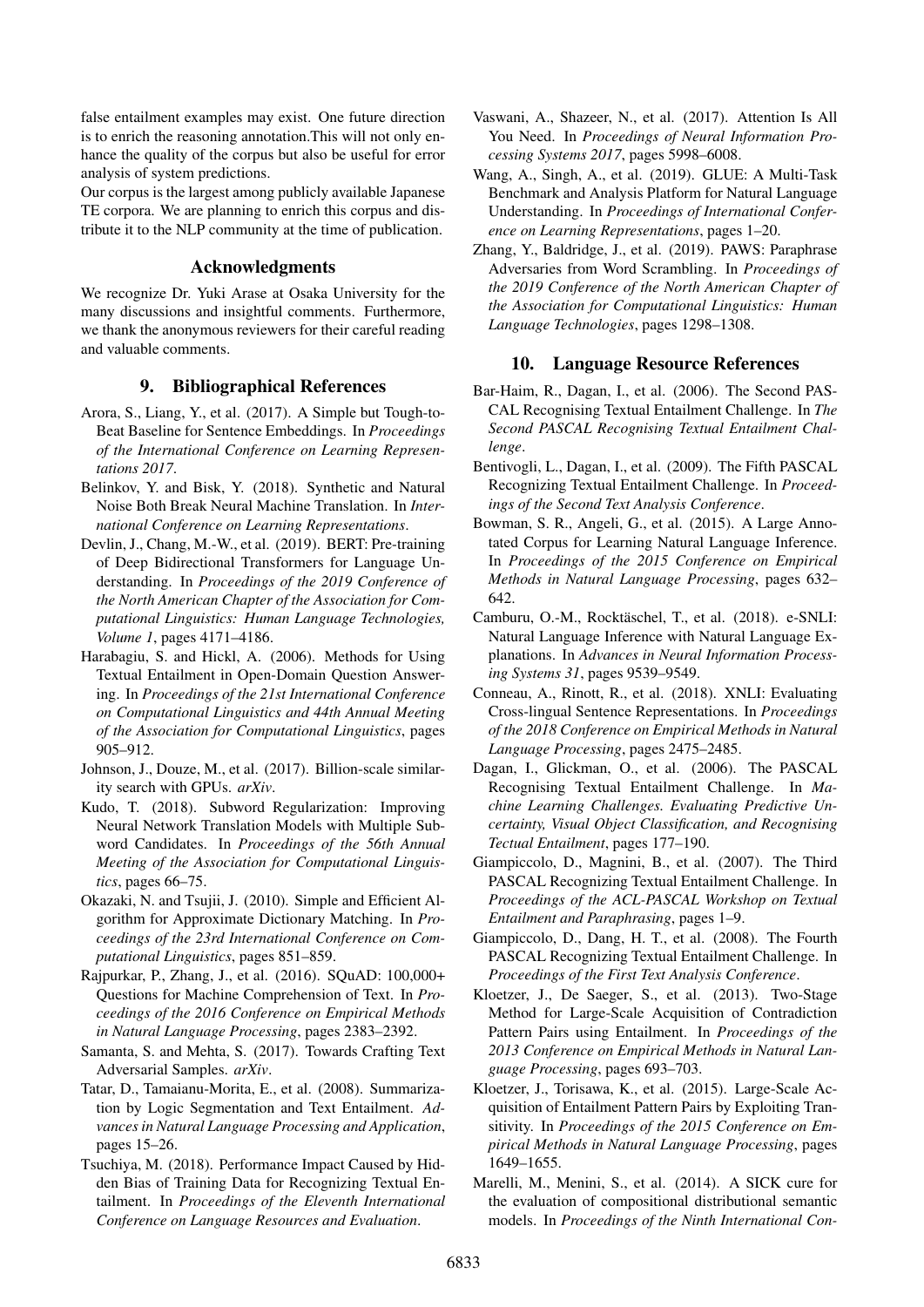false entailment examples may exist. One future direction is to enrich the reasoning annotation.This will not only enhance the quality of the corpus but also be useful for error analysis of system predictions.

Our corpus is the largest among publicly available Japanese TE corpora. We are planning to enrich this corpus and distribute it to the NLP community at the time of publication.

## Acknowledgments

We recognize Dr. Yuki Arase at Osaka University for the many discussions and insightful comments. Furthermore, we thank the anonymous reviewers for their careful reading and valuable comments.

## 9. Bibliographical References

Arora, S., Liang, Y., et al. (2017). A Simple but Tough-to-Beat Baseline for Sentence Embeddings. In *Proceedings of the International Conference on Learning Representations 2017*.

Belinkov, Y. and Bisk, Y. (2018). Synthetic and Natural Noise Both Break Neural Machine Translation. In *International Conference on Learning Representations*.

Devlin, J., Chang, M.-W., et al. (2019). BERT: Pre-training of Deep Bidirectional Transformers for Language Understanding. In *Proceedings of the 2019 Conference of the North American Chapter of the Association for Computational Linguistics: Human Language Technologies, Volume 1*, pages 4171–4186.

Harabagiu, S. and Hickl, A. (2006). Methods for Using Textual Entailment in Open-Domain Question Answering. In *Proceedings of the 21st International Conference on Computational Linguistics and 44th Annual Meeting of the Association for Computational Linguistics*, pages 905–912.

Johnson, J., Douze, M., et al. (2017). Billion-scale similarity search with GPUs. *arXiv*.

Kudo, T. (2018). Subword Regularization: Improving Neural Network Translation Models with Multiple Subword Candidates. In *Proceedings of the 56th Annual Meeting of the Association for Computational Linguistics*, pages 66–75.

Okazaki, N. and Tsujii, J. (2010). Simple and Efficient Algorithm for Approximate Dictionary Matching. In *Proceedings of the 23rd International Conference on Computational Linguistics*, pages 851–859.

Rajpurkar, P., Zhang, J., et al. (2016). SQuAD: 100,000+ Questions for Machine Comprehension of Text. In *Proceedings of the 2016 Conference on Empirical Methods in Natural Language Processing*, pages 2383–2392.

Samanta, S. and Mehta, S. (2017). Towards Crafting Text Adversarial Samples. *arXiv*.

Tatar, D., Tamaianu-Morita, E., et al. (2008). Summarization by Logic Segmentation and Text Entailment. *Advances in Natural Language Processing and Application*, pages 15–26.

Tsuchiya, M. (2018). Performance Impact Caused by Hidden Bias of Training Data for Recognizing Textual Entailment. In *Proceedings of the Eleventh International Conference on Language Resources and Evaluation*.

Vaswani, A., Shazeer, N., et al. (2017). Attention Is All You Need. In *Proceedings of Neural Information Processing Systems 2017*, pages 5998–6008.

Wang, A., Singh, A., et al. (2019). GLUE: A Multi-Task Benchmark and Analysis Platform for Natural Language Understanding. In *Proceedings of International Conference on Learning Representations*, pages 1–20.

Zhang, Y., Baldridge, J., et al. (2019). PAWS: Paraphrase Adversaries from Word Scrambling. In *Proceedings of the 2019 Conference of the North American Chapter of the Association for Computational Linguistics: Human Language Technologies*, pages 1298–1308.

## 10. Language Resource References

Bar-Haim, R., Dagan, I., et al. (2006). The Second PASCAL Recognising Textual Entailment Challenge. In *The Second PASCAL Recognising Textual Entailment Challenge*.

Bentivogli, L., Dagan, I., et al. (2009). The Fifth PASCAL Recognizing Textual Entailment Challenge. In *Proceedings of the Second Text Analysis Conference*.

Bowman, S. R., Angeli, G., et al. (2015). A Large Annotated Corpus for Learning Natural Language Inference. In *Proceedings of the 2015 Conference on Empirical Methods in Natural Language Processing*, pages 632–642.

Camburu, O.-M., Rocktäschel, T., et al. (2018). e-SNLI: Natural Language Inference with Natural Language Explanations. In *Advances in Neural Information Processing Systems 31*, pages 9539–9549.

Conneau, A., Rinott, R., et al. (2018). XNLI: Evaluating Cross-lingual Sentence Representations. In *Proceedings of the 2018 Conference on Empirical Methods in Natural Language Processing*, pages 2475–2485.

Dagan, I., Glickman, O., et al. (2006). The PASCAL Recognising Textual Entailment Challenge. In *Machine Learning Challenges. Evaluating Predictive Uncertainty, Visual Object Classification, and Recognising Tectual Entailment*, pages 177–190.

Giampiccolo, D., Magnini, B., et al. (2007). The Third PASCAL Recognizing Textual Entailment Challenge. In *Proceedings of the ACL-PASCAL Workshop on Textual Entailment and Paraphrasing*, pages 1–9.

Giampiccolo, D., Dang, H. T., et al. (2008). The Fourth PASCAL Recognizing Textual Entailment Challenge. In *Proceedings of the First Text Analysis Conference*.

Kloetzer, J., De Saeger, S., et al. (2013). Two-Stage Method for Large-Scale Acquisition of Contradiction Pattern Pairs using Entailment. In *Proceedings of the 2013 Conference on Empirical Methods in Natural Language Processing*, pages 693–703.

Kloetzer, J., Torisawa, K., et al. (2015). Large-Scale Acquisition of Entailment Pattern Pairs by Exploiting Transitivity. In *Proceedings of the 2015 Conference on Empirical Methods in Natural Language Processing*, pages 1649–1655.

Marelli, M., Menini, S., et al. (2014). A SICK cure for the evaluation of compositional distributional semantic models. In *Proceedings of the Ninth International Con-*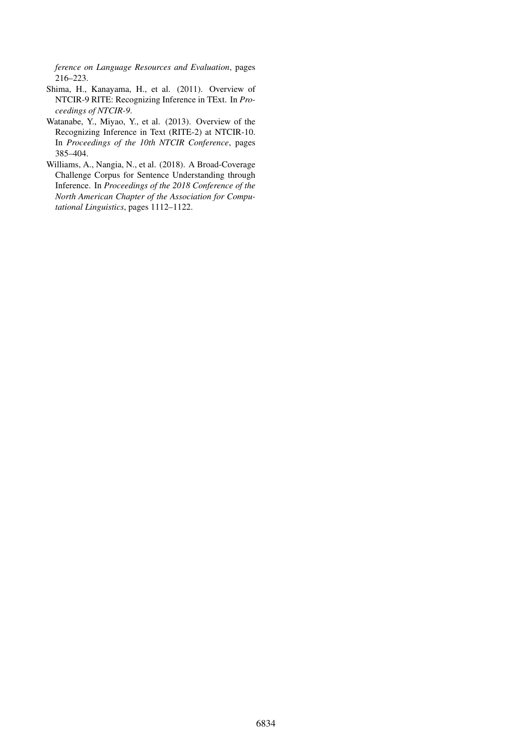*ference on Language Resources and Evaluation*, pages 216–223.

Shima, H., Kanayama, H., et al. (2011). Overview of NTCIR-9 RITE: Recognizing Inference in TExt. In *Proceedings of NTCIR-9*.

Watanabe, Y., Miyao, Y., et al. (2013). Overview of the Recognizing Inference in Text (RITE-2) at NTCIR-10. In *Proceedings of the 10th NTCIR Conference*, pages 385–404.

Williams, A., Nangia, N., et al. (2018). A Broad-Coverage Challenge Corpus for Sentence Understanding through Inference. In *Proceedings of the 2018 Conference of the North American Chapter of the Association for Computational Linguistics*, pages 1112–1122.